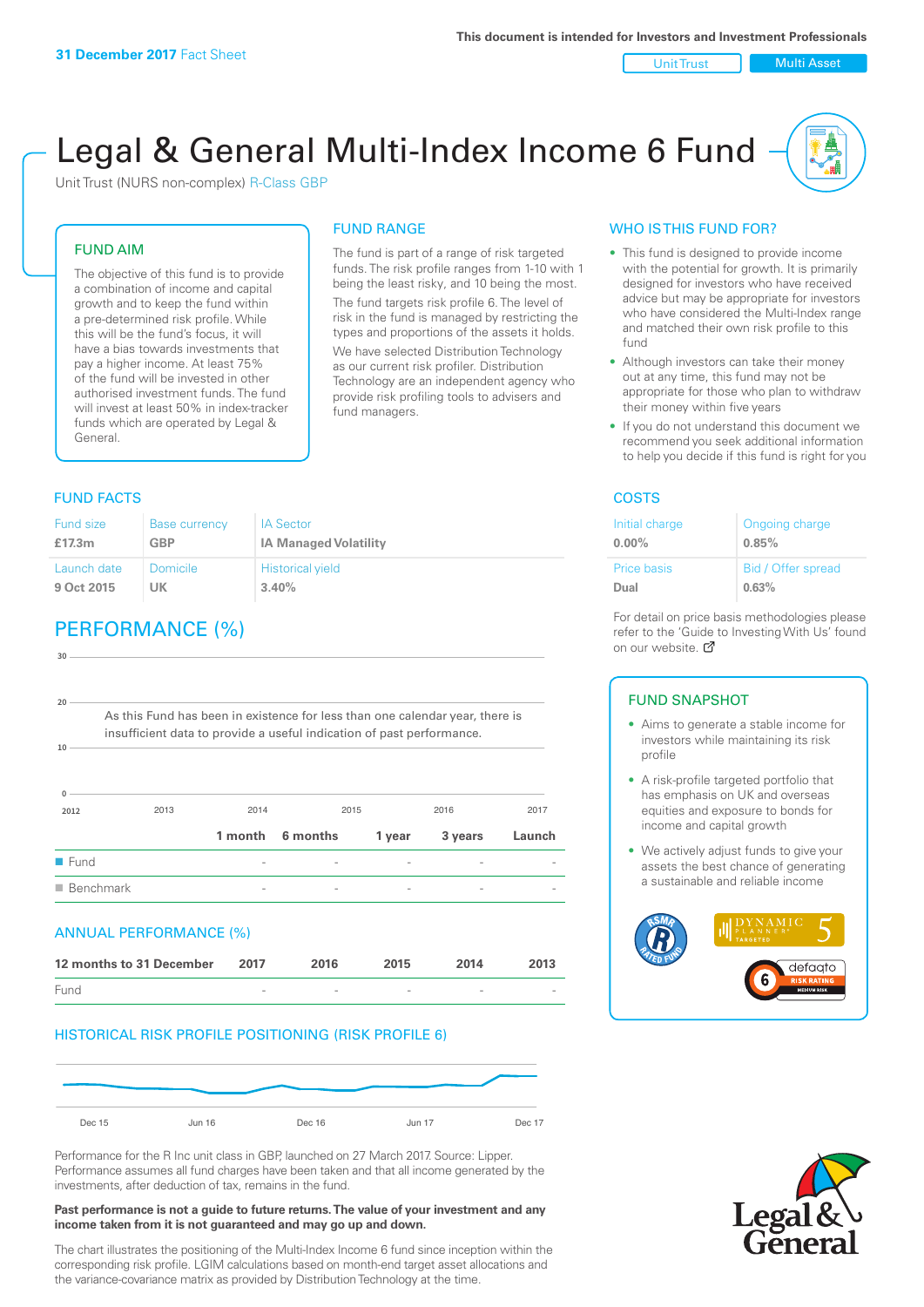**31 December 2017** Fact Sheet

This document is intended for Investors and Investment Professionals

Unit Trust | Multi Asset

# Legal & General Multi-Index Income 6 Fund

Unit Trust (NURS non-complex) R-Class GBP

## FUND AIM

The objective of this fund is to provide a combination of income and capital growth and to keep the fund within a pre-determined risk profile. While this will be the fund's focus, it will have a bias towards investments that pay a higher income. At least 75% of the fund will be invested in other authorised investment funds. The fund will invest at least 50% in index-tracker funds which are operated by Legal & General.

## FUND RANGE

The fund is part of a range of risk targeted funds. The risk profile ranges from 1-10 with 1 being the least risky, and 10 being the most.

The fund targets risk profile 6. The level of risk in the fund is managed by restricting the types and proportions of the assets it holds.

We have selected Distribution Technology as our current risk profiler. Distribution Technology are an independent agency who provide risk profiling tools to advisers and fund managers.

## WHO IS THIS FUND FOR?

- This fund is designed to provide income with the potential for growth. It is primarily designed for investors who have received advice but may be appropriate for investors who have considered the Multi-Index range and matched their own risk profile to this fund
- Although investors can take their money out at any time, this fund may not be appropriate for those who plan to withdraw their money within five years
- If you do not understand this document we recommend you seek additional information to help you decide if this fund is right for you

## FUND FACTS

| Fund size | Base currency | IA Sector |
|---|---|---|
| **£17.3m** | **GBP** | **IA Managed Volatility** |
| **Launch date** | **Domicile** | **Historical yield** |
| **9 Oct 2015** | **UK** | **3.40%** |

## COSTS

| Initial charge | Ongoing charge |
|---|---|
| **0.00%** | **0.85%** |
| **Price basis** | **Bid / Offer spread** |
| **Dual** | **0.63%** |

For detail on price basis methodologies please refer to the 'Guide to Investing With Us' found on our website.

## PERFORMANCE (%)

As this Fund has been in existence for less than one calendar year, there is insufficient data to provide a useful indication of past performance.

| | 1 month | 6 months | 1 year | 3 years | Launch |
|---|---|---|---|---|---|
| Fund | - | - | - | - | - |
| Benchmark | - | - | - | - | - |

## ANNUAL PERFORMANCE (%)

| 12 months to 31 December | 2017 | 2016 | 2015 | 2014 | 2013 |
|---|---|---|---|---|---|
| Fund | - | - | - | - | - |

## HISTORICAL RISK PROFILE POSITIONING (RISK PROFILE 6)

Performance for the R Inc unit class in GBP, launched on 27 March 2017. Source: Lipper. Performance assumes all fund charges have been taken and that all income generated by the investments, after deduction of tax, remains in the fund.

**Past performance is not a guide to future returns. The value of your investment and any income taken from it is not guaranteed and may go up and down.**

The chart illustrates the positioning of the Multi-Index Income 6 fund since inception within the corresponding risk profile. LGIM calculations based on month-end target asset allocations and the variance-covariance matrix as provided by Distribution Technology at the time.

## FUND SNAPSHOT

- Aims to generate a stable income for investors while maintaining its risk profile
- A risk-profile targeted portfolio that has emphasis on UK and overseas equities and exposure to bonds for income and capital growth
- We actively adjust funds to give your assets the best chance of generating a sustainable and reliable income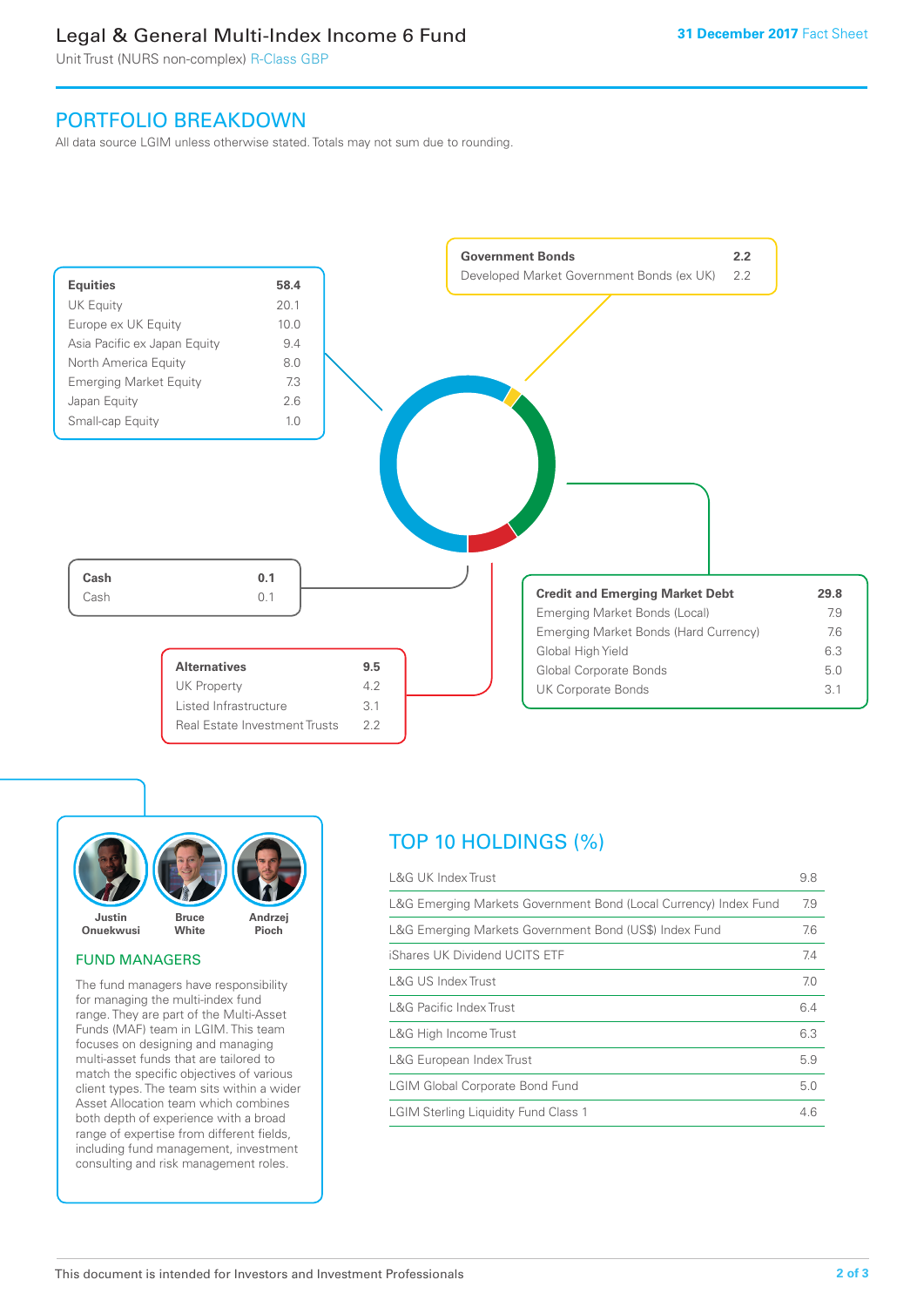# Legal & General Multi-Index Income 6 Fund

Unit Trust (NURS non-complex) R-Class GBP

**31 December 2017** Fact Sheet

## PORTFOLIO BREAKDOWN

All data source LGIM unless otherwise stated. Totals may not sum due to rounding.

| **Equities** | **58.4** |
|---|---|
| UK Equity | 20.1 |
| Europe ex UK Equity | 10.0 |
| Asia Pacific ex Japan Equity | 9.4 |
| North America Equity | 8.0 |
| Emerging Market Equity | 7.3 |
| Japan Equity | 2.6 |
| Small-cap Equity | 1.0 |

| **Government Bonds** | **2.2** |
|---|---|
| Developed Market Government Bonds (ex UK) | 2.2 |

| **Cash** | **0.1** |
|---|---|
| Cash | 0.1 |

| **Credit and Emerging Market Debt** | **29.8** |
|---|---|
| Emerging Market Bonds (Local) | 7.9 |
| Emerging Market Bonds (Hard Currency) | 7.6 |
| Global High Yield | 6.3 |
| Global Corporate Bonds | 5.0 |
| UK Corporate Bonds | 3.1 |

| **Alternatives** | **9.5** |
|---|---|
| UK Property | 4.2 |
| Listed Infrastructure | 3.1 |
| Real Estate Investment Trusts | 2.2 |

Justin Onuekwusi, Bruce White, Andrzej Pioch

### FUND MANAGERS

The fund managers have responsibility for managing the multi-index fund range. They are part of the Multi-Asset Funds (MAF) team in LGIM. This team focuses on designing and managing multi-asset funds that are tailored to match the specific objectives of various client types. The team sits within a wider Asset Allocation team which combines both depth of experience with a broad range of expertise from different fields, including fund management, investment consulting and risk management roles.

## TOP 10 HOLDINGS (%)

| Holding | % |
|---|---|
| L&G UK Index Trust | 9.8 |
| L&G Emerging Markets Government Bond (Local Currency) Index Fund | 7.9 |
| L&G Emerging Markets Government Bond (US$) Index Fund | 7.6 |
| iShares UK Dividend UCITS ETF | 7.4 |
| L&G US Index Trust | 7.0 |
| L&G Pacific Index Trust | 6.4 |
| L&G High Income Trust | 6.3 |
| L&G European Index Trust | 5.9 |
| LGIM Global Corporate Bond Fund | 5.0 |
| LGIM Sterling Liquidity Fund Class 1 | 4.6 |

This document is intended for Investors and Investment Professionals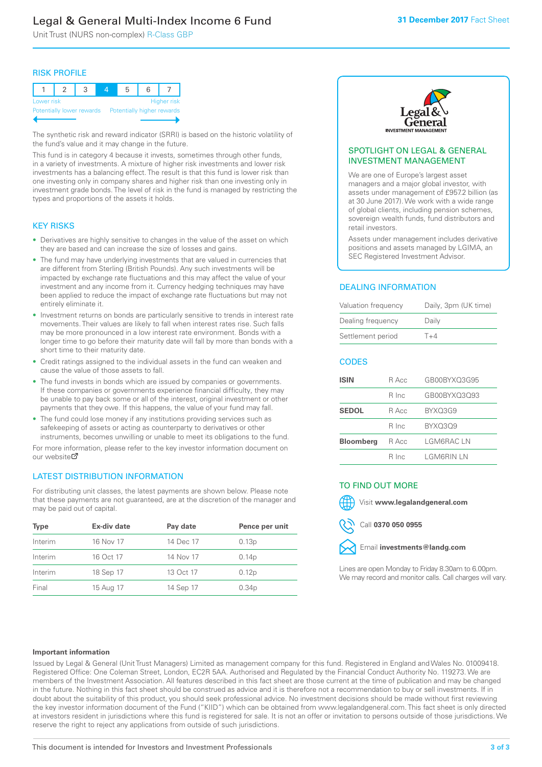# Legal & General Multi-Index Income 6 Fund

Unit Trust (NURS non-complex) R-Class GBP

**31 December 2017** Fact Sheet

## RISK PROFILE

| 1 | 2 | 3 | 4 | 5 | 6 | 7 |
|---|---|---|---|---|---|---|

Lower risk — Higher risk

Potentially lower rewards — Potentially higher rewards

The synthetic risk and reward indicator (SRRI) is based on the historic volatility of the fund's value and it may change in the future.

This fund is in category 4 because it invests, sometimes through other funds, in a variety of investments. A mixture of higher risk investments and lower risk investments has a balancing effect. The result is that this fund is lower risk than one investing only in company shares and higher risk than one investing only in investment grade bonds. The level of risk in the fund is managed by restricting the types and proportions of the assets it holds.

## KEY RISKS

- Derivatives are highly sensitive to changes in the value of the asset on which they are based and can increase the size of losses and gains.
- The fund may have underlying investments that are valued in currencies that are different from Sterling (British Pounds). Any such investments will be impacted by exchange rate fluctuations and this may affect the value of your investment and any income from it. Currency hedging techniques may have been applied to reduce the impact of exchange rate fluctuations but may not entirely eliminate it.
- Investment returns on bonds are particularly sensitive to trends in interest rate movements. Their values are likely to fall when interest rates rise. Such falls may be more pronounced in a low interest rate environment. Bonds with a longer time to go before their maturity date will fall by more than bonds with a short time to their maturity date.
- Credit ratings assigned to the individual assets in the fund can weaken and cause the value of those assets to fall.
- The fund invests in bonds which are issued by companies or governments. If these companies or governments experience financial difficulty, they may be unable to pay back some or all of the interest, original investment or other payments that they owe. If this happens, the value of your fund may fall.
- The fund could lose money if any institutions providing services such as safekeeping of assets or acting as counterparty to derivatives or other instruments, becomes unwilling or unable to meet its obligations to the fund.

For more information, please refer to the key investor information document on our website

## LATEST DISTRIBUTION INFORMATION

For distributing unit classes, the latest payments are shown below. Please note that these payments are not guaranteed, are at the discretion of the manager and may be paid out of capital.

| Type | Ex-div date | Pay date | Pence per unit |
|---|---|---|---|
| Interim | 16 Nov 17 | 14 Dec 17 | 0.13p |
| Interim | 16 Oct 17 | 14 Nov 17 | 0.14p |
| Interim | 18 Sep 17 | 13 Oct 17 | 0.12p |
| Final | 15 Aug 17 | 14 Sep 17 | 0.34p |

## SPOTLIGHT ON LEGAL & GENERAL INVESTMENT MANAGEMENT

We are one of Europe's largest asset managers and a major global investor, with assets under management of £957.2 billion (as at 30 June 2017). We work with a wide range of global clients, including pension schemes, sovereign wealth funds, fund distributors and retail investors.

Assets under management includes derivative positions and assets managed by LGIMA, an SEC Registered Investment Advisor.

## DEALING INFORMATION

| | |
|---|---|
| Valuation frequency | Daily, 3pm (UK time) |
| Dealing frequency | Daily |
| Settlement period | T+4 |

## CODES

| | | |
|---|---|---|
| **ISIN** | R Acc | GB00BYXQ3G95 |
| | R Inc | GB00BYXQ3Q93 |
| **SEDOL** | R Acc | BYXQ3G9 |
| | R Inc | BYXQ3Q9 |
| **Bloomberg** | R Acc | LGM6RAC LN |
| | R Inc | LGM6RIN LN |

## TO FIND OUT MORE

Visit **www.legalandgeneral.com**

Call **0370 050 0955**

Email **investments@landg.com**

Lines are open Monday to Friday 8.30am to 6.00pm. We may record and monitor calls. Call charges will vary.

**Important information**

Issued by Legal & General (Unit Trust Managers) Limited as management company for this fund. Registered in England and Wales No. 01009418. Registered Office: One Coleman Street, London, EC2R 5AA. Authorised and Regulated by the Financial Conduct Authority No. 119273. We are members of the Investment Association. All features described in this fact sheet are those current at the time of publication and may be changed in the future. Nothing in this fact sheet should be construed as advice and it is therefore not a recommendation to buy or sell investments. If in doubt about the suitability of this product, you should seek professional advice. No investment decisions should be made without first reviewing the key investor information document of the Fund ("KIID") which can be obtained from www.legalandgeneral.com. This fact sheet is only directed at investors resident in jurisdictions where this fund is registered for sale. It is not an offer or invitation to persons outside of those jurisdictions. We reserve the right to reject any applications from outside of such jurisdictions.

This document is intended for Investors and Investment Professionals